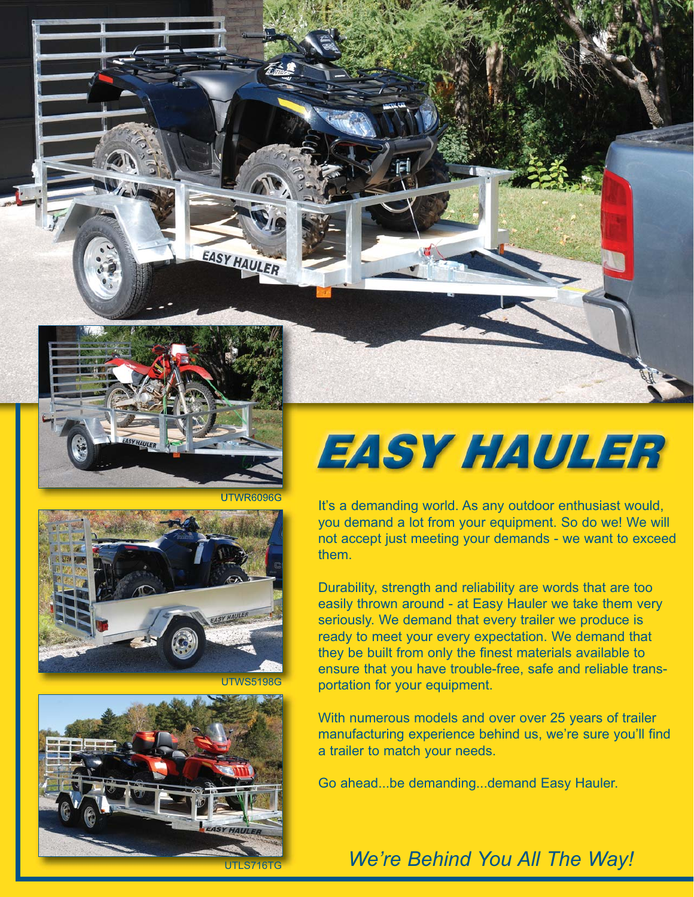UTWR6096G

UTWS5198G

UTLS716TG

# EASY HAULER

It's a demanding world. As any outdoor enthusiast would, you demand a lot from your equipment. So do we! We will not accept just meeting your demands - we want to exceed them.

Durability, strength and reliability are words that are too easily thrown around - at Easy Hauler we take them very seriously. We demand that every trailer we produce is ready to meet your every expectation. We demand that they be built from only the finest materials available to ensure that you have trouble-free, safe and reliable transportation for your equipment.

With numerous models and over over 25 years of trailer manufacturing experience behind us, we're sure you'll find a trailer to match your needs.

Go ahead...be demanding...demand Easy Hauler.

*We're Behind You All The Way!*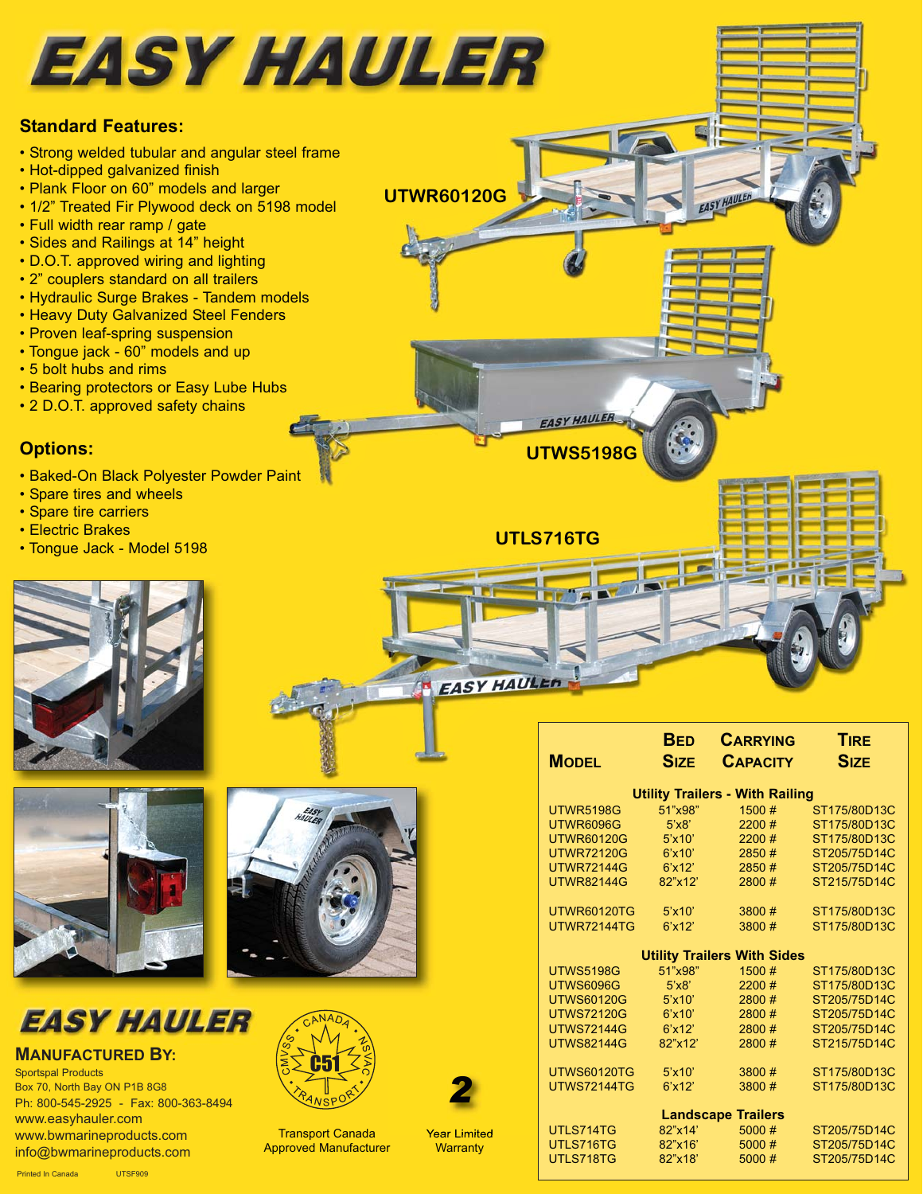# EASY HAULER

## Standard Features:

- Strong welded tubular and angular steel frame
- Hot-dipped galvanized finish
- Plank Floor on 60" models and larger
- 1/2" Treated Fir Plywood deck on 5198 model
- Full width rear ramp / gate
- Sides and Railings at 14" height
- D.O.T. approved wiring and lighting
- 2" couplers standard on all trailers
- Hydraulic Surge Brakes - Tandem models
- Heavy Duty Galvanized Steel Fenders
- Proven leaf-spring suspension
- Tongue jack - 60" models and up
- 5 bolt hubs and rims
- Bearing protectors or Easy Lube Hubs
- 2 D.O.T. approved safety chains

## Options:

- Baked-On Black Polyester Powder Paint
- Spare tires and wheels
- Spare tire carriers
- Electric Brakes
- Tongue Jack - Model 5198

UTWR60120G

UTWS5198G

UTLS716TG

| Model | Bed Size | Carrying Capacity | Tire Size |
|---|---|---|---|
| **Utility Trailers - With Railing** | | | |
| UTWR5198G | 51"x98" | 1500 # | ST175/80D13C |
| UTWR6096G | 5'x8' | 2200 # | ST175/80D13C |
| UTWR60120G | 5'x10' | 2200 # | ST175/80D13C |
| UTWR72120G | 6'x10' | 2850 # | ST205/75D14C |
| UTWR72144G | 6'x12' | 2850 # | ST205/75D14C |
| UTWR82144G | 82"x12' | 2800 # | ST215/75D14C |
| UTWR60120TG | 5'x10' | 3800 # | ST175/80D13C |
| UTWR72144TG | 6'x12' | 3800 # | ST175/80D13C |
| **Utility Trailers With Sides** | | | |
| UTWS5198G | 51"x98" | 1500 # | ST175/80D13C |
| UTWS6096G | 5'x8' | 2200 # | ST175/80D13C |
| UTWS60120G | 5'x10' | 2800 # | ST205/75D14C |
| UTWS72120G | 6'x10' | 2800 # | ST205/75D14C |
| UTWS72144G | 6'x12' | 2800 # | ST205/75D14C |
| UTWS82144G | 82"x12' | 2800 # | ST215/75D14C |
| UTWS60120TG | 5'x10' | 3800 # | ST175/80D13C |
| UTWS72144TG | 6'x12' | 3800 # | ST175/80D13C |
| **Landscape Trailers** | | | |
| UTLS714TG | 82"x14' | 5000 # | ST205/75D14C |
| UTLS716TG | 82"x16' | 5000 # | ST205/75D14C |
| UTLS718TG | 82"x18' | 5000 # | ST205/75D14C |

## EASY HAULER

### Manufactured By:

Sportspal Products
Box 70, North Bay ON P1B 8G8
Ph: 800-545-2925 - Fax: 800-363-8494
www.easyhauler.com
www.bwmarineproducts.com
info@bwmarineproducts.com

CANADA CMVSS NSVAC C51 TRANSPORT

Transport Canada Approved Manufacturer

2 Year Limited Warranty

Printed In Canada UTSF909